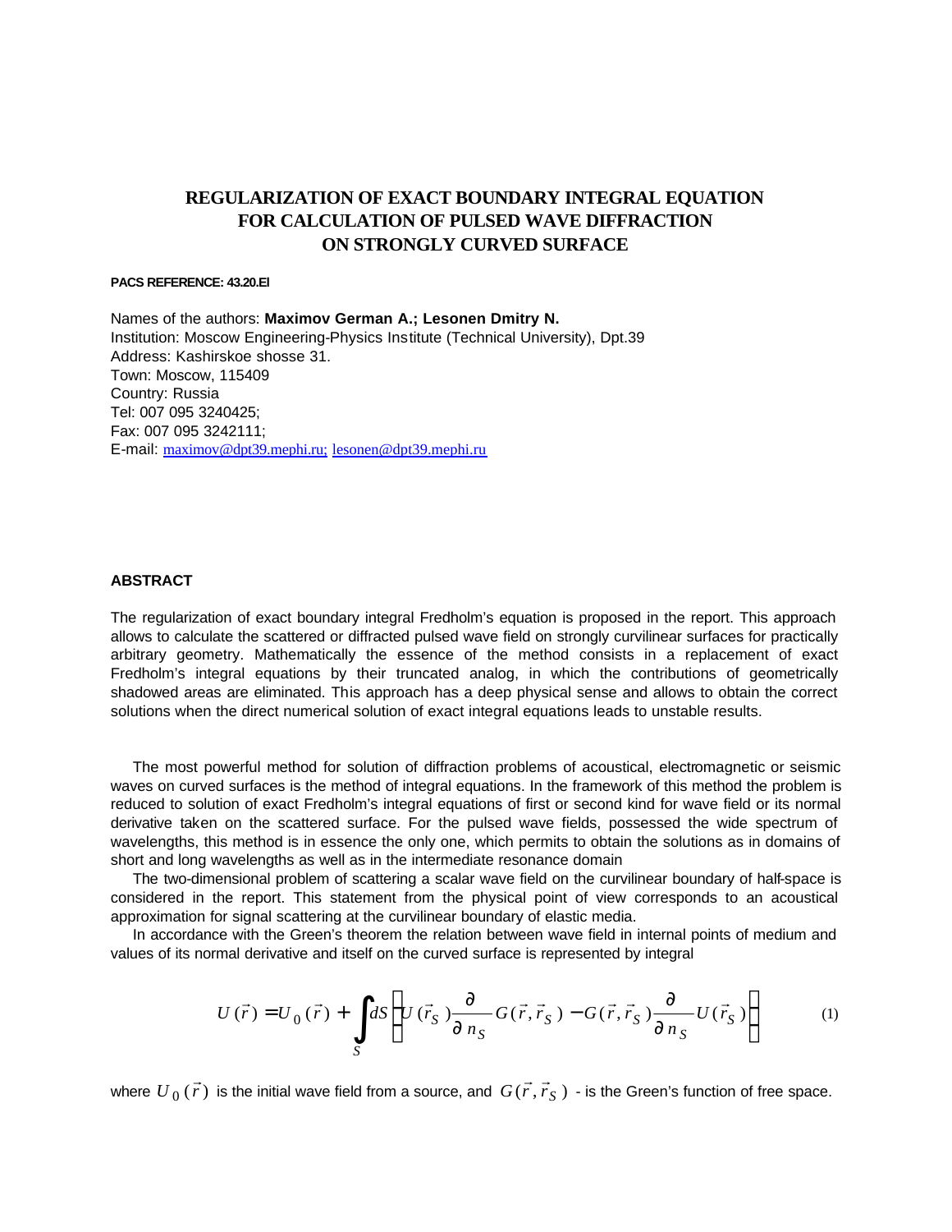# REGULARIZATION OF EXACT BOUNDARY INTEGRAL EQUATION FOR CALCULATION OF PULSED WAVE DIFFRACTION ON STRONGLY CURVED SURFACE

**PACS REFERENCE: 43.20.El**

Names of the authors: **Maximov German A.; Lesonen Dmitry N.**
Institution: Moscow Engineering-Physics Institute (Technical University), Dpt.39
Address: Kashirskoe shosse 31.
Town: Moscow, 115409
Country: Russia
Tel: 007 095 3240425;
Fax: 007 095 3242111;
E-mail: maximov@dpt39.mephi.ru; lesonen@dpt39.mephi.ru

## ABSTRACT

The regularization of exact boundary integral Fredholm's equation is proposed in the report. This approach allows to calculate the scattered or diffracted pulsed wave field on strongly curvilinear surfaces for practically arbitrary geometry. Mathematically the essence of the method consists in a replacement of exact Fredholm's integral equations by their truncated analog, in which the contributions of geometrically shadowed areas are eliminated. This approach has a deep physical sense and allows to obtain the correct solutions when the direct numerical solution of exact integral equations leads to unstable results.

The most powerful method for solution of diffraction problems of acoustical, electromagnetic or seismic waves on curved surfaces is the method of integral equations. In the framework of this method the problem is reduced to solution of exact Fredholm's integral equations of first or second kind for wave field or its normal derivative taken on the scattered surface. For the pulsed wave fields, possessed the wide spectrum of wavelengths, this method is in essence the only one, which permits to obtain the solutions as in domains of short and long wavelengths as well as in the intermediate resonance domain

The two-dimensional problem of scattering a scalar wave field on the curvilinear boundary of half-space is considered in the report. This statement from the physical point of view corresponds to an acoustical approximation for signal scattering at the curvilinear boundary of elastic media.

In accordance with the Green's theorem the relation between wave field in internal points of medium and values of its normal derivative and itself on the curved surface is represented by integral

$$U(\vec{r}) = U_0(\vec{r}) + \int_S dS \left[ U(\vec{r}_S) \frac{\partial}{\partial n_S} G(\vec{r}, \vec{r}_S) - G(\vec{r}, \vec{r}_S) \frac{\partial}{\partial n_S} U(\vec{r}_S) \right] \qquad (1)$$

where $U_0(\vec{r})$ is the initial wave field from a source, and $G(\vec{r}, \vec{r}_S)$ - is the Green's function of free space.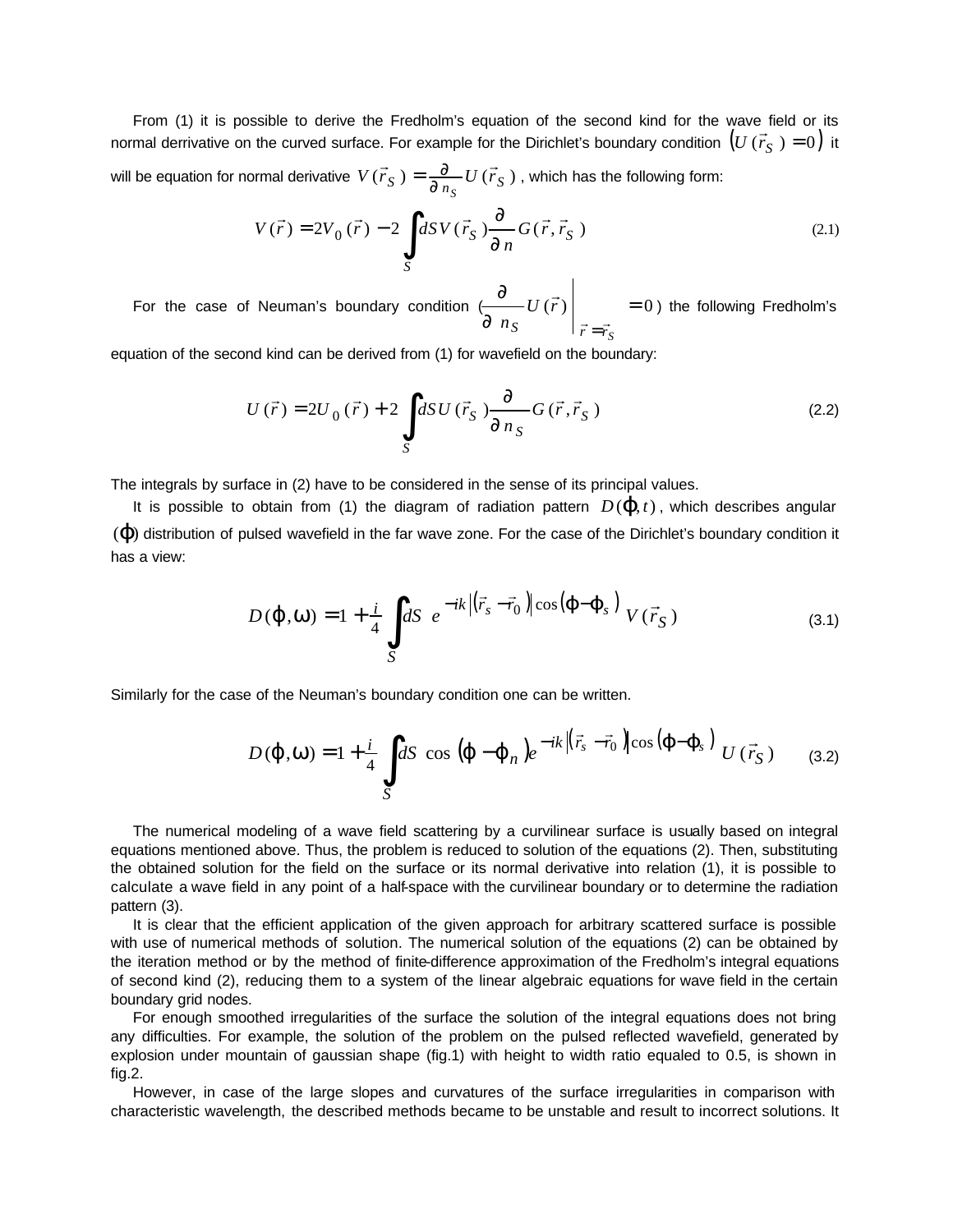From (1) it is possible to derive the Fredholm's equation of the second kind for the wave field or its normal derrivative on the curved surface. For example for the Dirichlet's boundary condition $\left(U(\vec{r}_S)=0\right)$ it will be equation for normal derivative $V(\vec{r}_S)=\frac{\partial}{\partial n_S}U(\vec{r}_S)$, which has the following form:

$$V(\vec{r}) = 2V_0(\vec{r}) - 2\int_S dS\, V(\vec{r}_S)\frac{\partial}{\partial n}G(\vec{r},\vec{r}_S) \tag{2.1}$$

For the case of Neuman's boundary condition ($\left.\frac{\partial}{\partial n_S}U(\vec{r})\right|_{\vec{r}=\vec{r}_S}=0$) the following Fredholm's equation of the second kind can be derived from (1) for wavefield on the boundary:

$$U(\vec{r}) = 2U_0(\vec{r}) + 2\int_S dS\, U(\vec{r}_S)\frac{\partial}{\partial n_S}G(\vec{r},\vec{r}_S) \tag{2.2}$$

The integrals by surface in (2) have to be considered in the sense of its principal values.

It is possible to obtain from (1) the diagram of radiation pattern $D(\varphi,t)$, which describes angular $(\varphi)$ distribution of pulsed wavefield in the far wave zone. For the case of the Dirichlet's boundary condition it has a view:

$$D(\varphi,\omega) = 1 + \frac{i}{4}\int_S dS\; e^{-ik\left|(\vec{r}_s-\vec{r}_0)\right|\cos(\varphi-\varphi_s)}\, V(\vec{r}_S) \tag{3.1}$$

Similarly for the case of the Neuman's boundary condition one can be written.

$$D(\varphi,\omega) = 1 + \frac{i}{4}\int_S dS\; \cos(\varphi-\varphi_n)\, e^{-ik\left|(\vec{r}_s-\vec{r}_0)\right|\cos(\varphi-\varphi_s)}\, U(\vec{r}_S) \tag{3.2}$$

The numerical modeling of a wave field scattering by a curvilinear surface is usually based on integral equations mentioned above. Thus, the problem is reduced to solution of the equations (2). Then, substituting the obtained solution for the field on the surface or its normal derivative into relation (1), it is possible to calculate a wave field in any point of a half-space with the curvilinear boundary or to determine the radiation pattern (3).

It is clear that the efficient application of the given approach for arbitrary scattered surface is possible with use of numerical methods of solution. The numerical solution of the equations (2) can be obtained by the iteration method or by the method of finite-difference approximation of the Fredholm's integral equations of second kind (2), reducing them to a system of the linear algebraic equations for wave field in the certain boundary grid nodes.

For enough smoothed irregularities of the surface the solution of the integral equations does not bring any difficulties. For example, the solution of the problem on the pulsed reflected wavefield, generated by explosion under mountain of gaussian shape (fig.1) with height to width ratio equaled to 0.5, is shown in fig.2.

However, in case of the large slopes and curvatures of the surface irregularities in comparison with characteristic wavelength, the described methods became to be unstable and result to incorrect solutions. It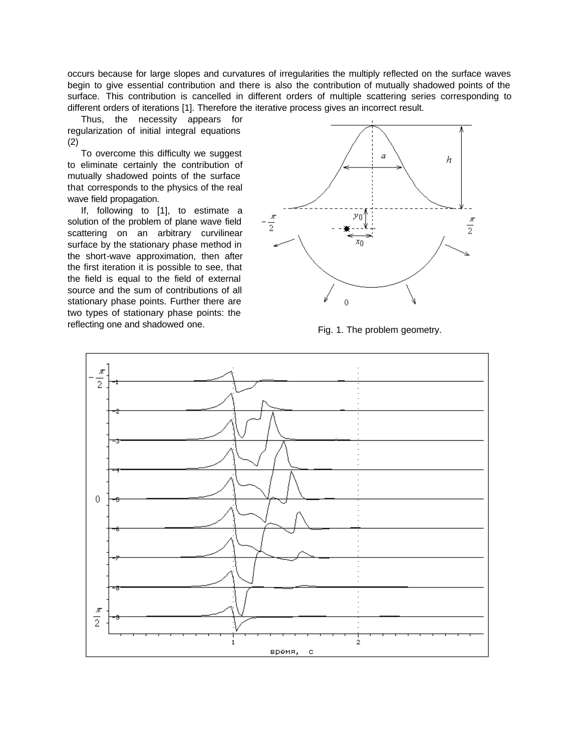occurs because for large slopes and curvatures of irregularities the multiply reflected on the surface waves begin to give essential contribution and there is also the contribution of mutually shadowed points of the surface. This contribution is cancelled in different orders of multiple scattering series corresponding to different orders of iterations [1]. Therefore the iterative process gives an incorrect result.

Thus, the necessity appears for regularization of initial integral equations (2)

To overcome this difficulty we suggest to eliminate certainly the contribution of mutually shadowed points of the surface that corresponds to the physics of the real wave field propagation.

If, following to [1], to estimate a solution of the problem of plane wave field scattering on an arbitrary curvilinear surface by the stationary phase method in the short-wave approximation, then after the first iteration it is possible to see, that the field is equal to the field of external source and the sum of contributions of all stationary phase points. Further there are two types of stationary phase points: the reflecting one and shadowed one.

Fig. 1. The problem geometry.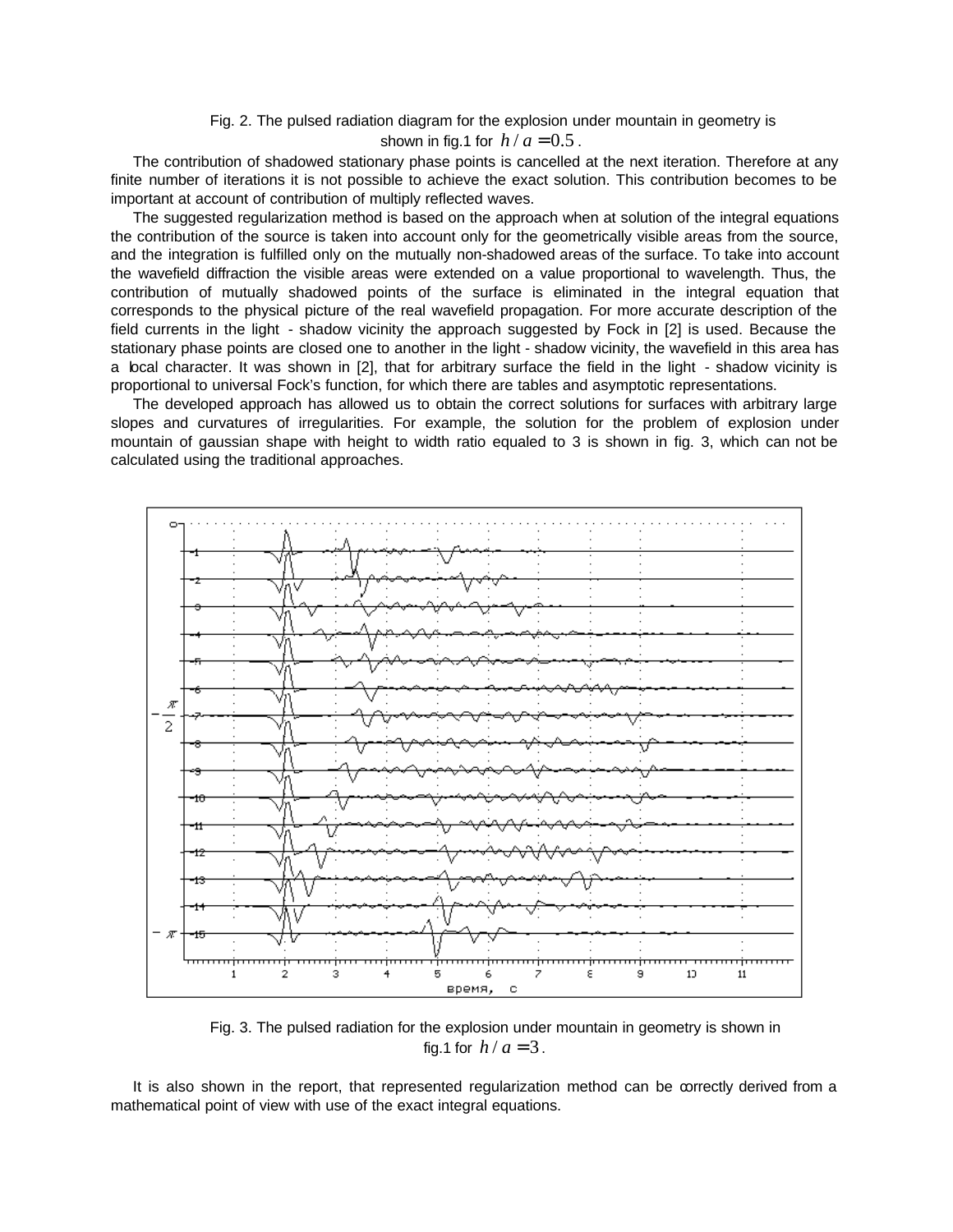Fig. 2. The pulsed radiation diagram for the explosion under mountain in geometry is shown in fig.1 for $h/a = 0.5$.

The contribution of shadowed stationary phase points is cancelled at the next iteration. Therefore at any finite number of iterations it is not possible to achieve the exact solution. This contribution becomes to be important at account of contribution of multiply reflected waves.

The suggested regularization method is based on the approach when at solution of the integral equations the contribution of the source is taken into account only for the geometrically visible areas from the source, and the integration is fulfilled only on the mutually non-shadowed areas of the surface. To take into account the wavefield diffraction the visible areas were extended on a value proportional to wavelength. Thus, the contribution of mutually shadowed points of the surface is eliminated in the integral equation that corresponds to the physical picture of the real wavefield propagation. For more accurate description of the field currents in the light - shadow vicinity the approach suggested by Fock in [2] is used. Because the stationary phase points are closed one to another in the light - shadow vicinity, the wavefield in this area has a local character. It was shown in [2], that for arbitrary surface the field in the light - shadow vicinity is proportional to universal Fock's function, for which there are tables and asymptotic representations.

The developed approach has allowed us to obtain the correct solutions for surfaces with arbitrary large slopes and curvatures of irregularities. For example, the solution for the problem of explosion under mountain of gaussian shape with height to width ratio equaled to 3 is shown in fig. 3, which can not be calculated using the traditional approaches.

Fig. 3. The pulsed radiation for the explosion under mountain in geometry is shown in fig.1 for $h/a = 3$.

It is also shown in the report, that represented regularization method can be correctly derived from a mathematical point of view with use of the exact integral equations.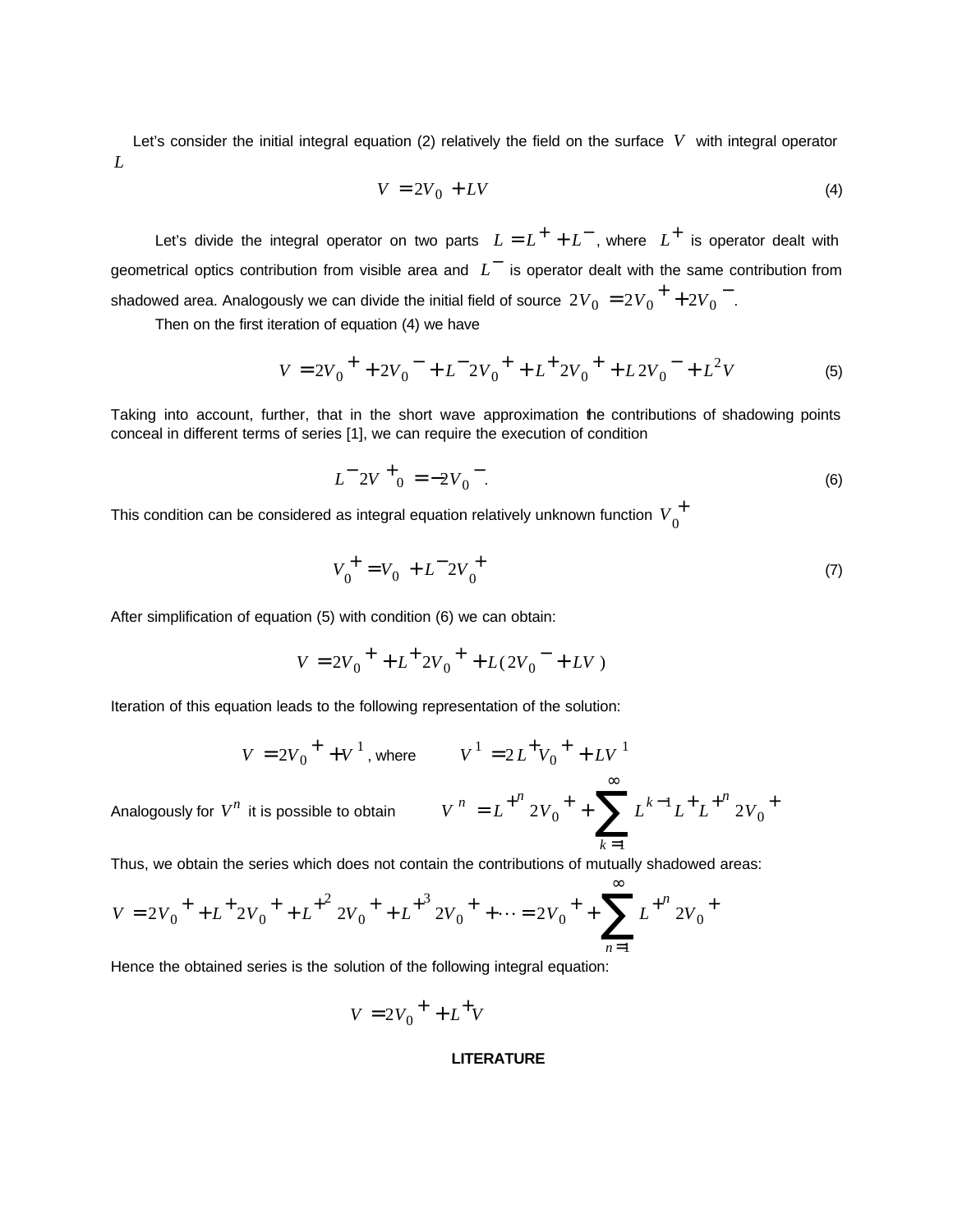Let's consider the initial integral equation (2) relatively the field on the surface $V$ with integral operator $L$

$$V = 2V_0 + LV \tag{4}$$

Let's divide the integral operator on two parts $L = L^+ + L^-$, where $L^+$ is operator dealt with geometrical optics contribution from visible area and $L^-$ is operator dealt with the same contribution from shadowed area. Analogously we can divide the initial field of source $2V_0 = 2V_0{}^+ + 2V_0{}^-$.

Then on the first iteration of equation (4) we have

$$V = 2V_0{}^+ + 2V_0{}^- + L^- 2V_0{}^+ + L^+ 2V_0{}^+ + L\,2V_0{}^- + L^2 V \tag{5}$$

Taking into account, further, that in the short wave approximation the contributions of shadowing points conceal in different terms of series [1], we can require the execution of condition

$$L^- 2V^+{}_0 = -2V_0{}^-. \tag{6}$$

This condition can be considered as integral equation relatively unknown function $V_0{}^+$

$$V_0{}^+ = V_0 + L^- 2V_0{}^+ \tag{7}$$

After simplification of equation (5) with condition (6) we can obtain:

$$V = 2V_0{}^+ + L^+ 2V_0{}^+ + L(2V_0{}^- + LV)$$

Iteration of this equation leads to the following representation of the solution:

$$V = 2V_0{}^+ + V^1, \text{ where} \qquad V^1 = 2L^+ V_0{}^+ + LV^1$$

Analogously for $V^n$ it is possible to obtain $\quad V^n = L^{+n}\, 2V_0{}^+ + \sum_{k=1}^{\infty} L^{k-1} L^+ L^{+n}\, 2V_0{}^+$

Thus, we obtain the series which does not contain the contributions of mutually shadowed areas:

$$V = 2V_0{}^+ + L^+ 2V_0{}^+ + L^{+2}\, 2V_0{}^+ + L^{+3}\, 2V_0{}^+ + \cdots = 2V_0{}^+ + \sum_{n=1}^{\infty} L^{+n}\, 2V_0{}^+$$

Hence the obtained series is the solution of the following integral equation:

$$V = 2V_0{}^+ + L^+ V$$

**LITERATURE**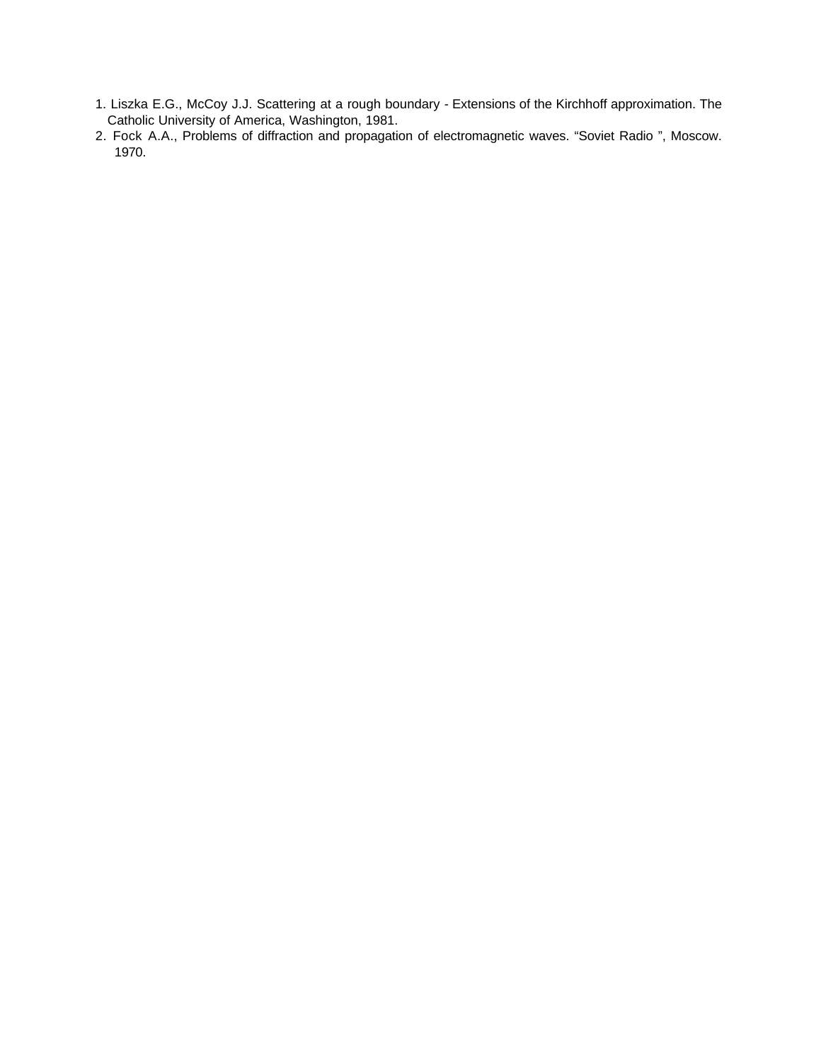1. Liszka E.G., McCoy J.J. Scattering at a rough boundary - Extensions of the Kirchhoff approximation. The Catholic University of America, Washington, 1981.
2. Fock A.A., Problems of diffraction and propagation of electromagnetic waves. “Soviet Radio ”, Moscow. 1970.